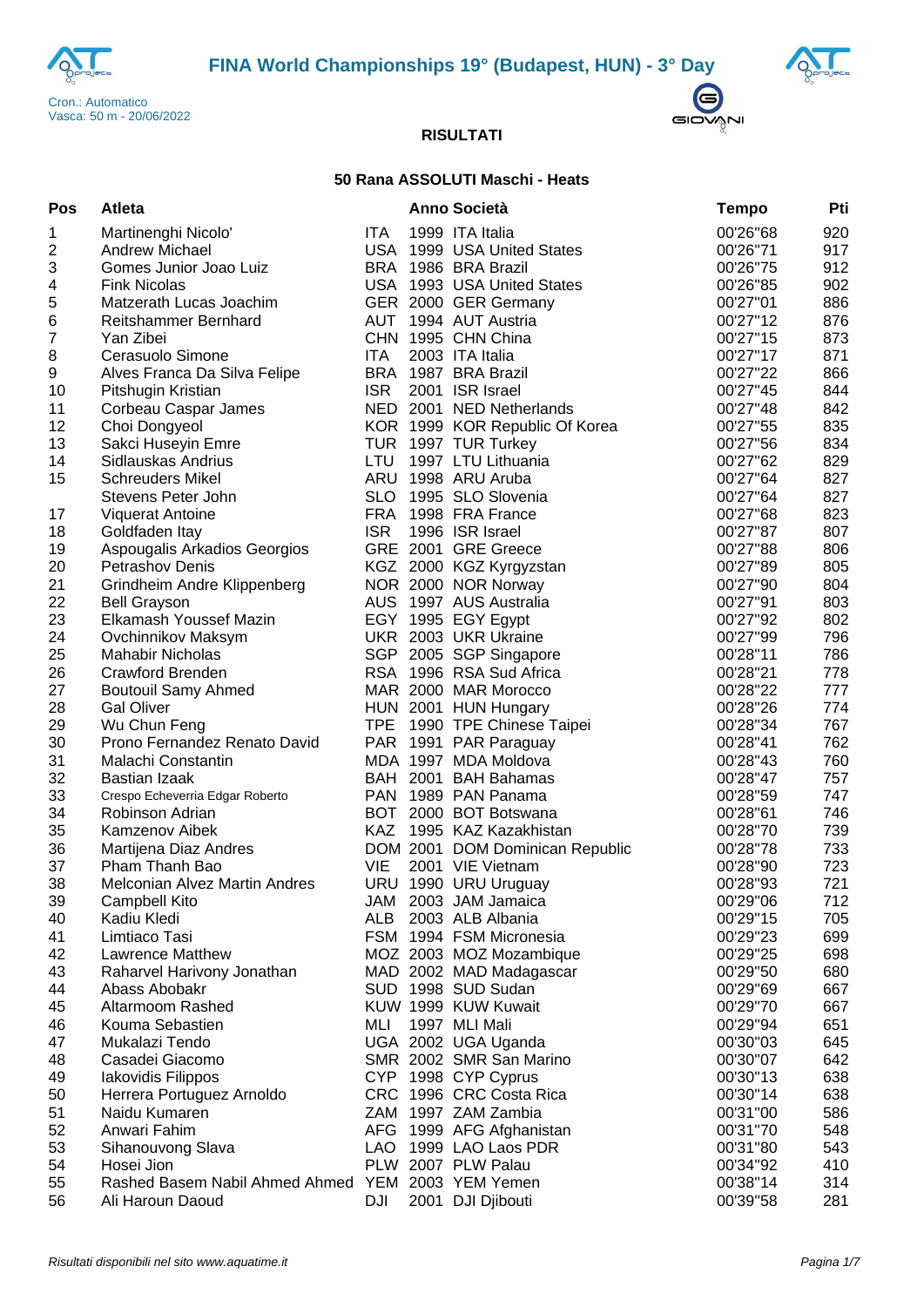# FINA World Championships 19° (Budapest, HUN) - 3° Day

Cron.: Automatico
Vasca: 50 m - 20/06/2022

## RISULTATI

### 50 Rana ASSOLUTI Maschi - Heats

| Pos | Atleta | | Anno | Società | Tempo | Pti |
|---|---|---|---|---|---|---|
| 1 | Martinenghi Nicolo' | ITA | 1999 | ITA Italia | 00'26"68 | 920 |
| 2 | Andrew Michael | USA | 1999 | USA United States | 00'26"71 | 917 |
| 3 | Gomes Junior Joao Luiz | BRA | 1986 | BRA Brazil | 00'26"75 | 912 |
| 4 | Fink Nicolas | USA | 1993 | USA United States | 00'26"85 | 902 |
| 5 | Matzerath Lucas Joachim | GER | 2000 | GER Germany | 00'27"01 | 886 |
| 6 | Reitshammer Bernhard | AUT | 1994 | AUT Austria | 00'27"12 | 876 |
| 7 | Yan Zibei | CHN | 1995 | CHN China | 00'27"15 | 873 |
| 8 | Cerasuolo Simone | ITA | 2003 | ITA Italia | 00'27"17 | 871 |
| 9 | Alves Franca Da Silva Felipe | BRA | 1987 | BRA Brazil | 00'27"22 | 866 |
| 10 | Pitshugin Kristian | ISR | 2001 | ISR Israel | 00'27"45 | 844 |
| 11 | Corbeau Caspar James | NED | 2001 | NED Netherlands | 00'27"48 | 842 |
| 12 | Choi Dongyeol | KOR | 1999 | KOR Republic Of Korea | 00'27"55 | 835 |
| 13 | Sakci Huseyin Emre | TUR | 1997 | TUR Turkey | 00'27"56 | 834 |
| 14 | Sidlauskas Andrius | LTU | 1997 | LTU Lithuania | 00'27"62 | 829 |
| 15 | Schreuders Mikel | ARU | 1998 | ARU Aruba | 00'27"64 | 827 |
| | Stevens Peter John | SLO | 1995 | SLO Slovenia | 00'27"64 | 827 |
| 17 | Viquerat Antoine | FRA | 1998 | FRA France | 00'27"68 | 823 |
| 18 | Goldfaden Itay | ISR | 1996 | ISR Israel | 00'27"87 | 807 |
| 19 | Aspougalis Arkadios Georgios | GRE | 2001 | GRE Greece | 00'27"88 | 806 |
| 20 | Petrashov Denis | KGZ | 2000 | KGZ Kyrgyzstan | 00'27"89 | 805 |
| 21 | Grindheim Andre Klippenberg | NOR | 2000 | NOR Norway | 00'27"90 | 804 |
| 22 | Bell Grayson | AUS | 1997 | AUS Australia | 00'27"91 | 803 |
| 23 | Elkamash Youssef Mazin | EGY | 1995 | EGY Egypt | 00'27"92 | 802 |
| 24 | Ovchinnikov Maksym | UKR | 2003 | UKR Ukraine | 00'27"99 | 796 |
| 25 | Mahabir Nicholas | SGP | 2005 | SGP Singapore | 00'28"11 | 786 |
| 26 | Crawford Brenden | RSA | 1996 | RSA Sud Africa | 00'28"21 | 778 |
| 27 | Boutouil Samy Ahmed | MAR | 2000 | MAR Morocco | 00'28"22 | 777 |
| 28 | Gal Oliver | HUN | 2001 | HUN Hungary | 00'28"26 | 774 |
| 29 | Wu Chun Feng | TPE | 1990 | TPE Chinese Taipei | 00'28"34 | 767 |
| 30 | Prono Fernandez Renato David | PAR | 1991 | PAR Paraguay | 00'28"41 | 762 |
| 31 | Malachi Constantin | MDA | 1997 | MDA Moldova | 00'28"43 | 760 |
| 32 | Bastian Izaak | BAH | 2001 | BAH Bahamas | 00'28"47 | 757 |
| 33 | Crespo Echeverria Edgar Roberto | PAN | 1989 | PAN Panama | 00'28"59 | 747 |
| 34 | Robinson Adrian | BOT | 2000 | BOT Botswana | 00'28"61 | 746 |
| 35 | Kamzenov Aibek | KAZ | 1995 | KAZ Kazakhistan | 00'28"70 | 739 |
| 36 | Martijena Diaz Andres | DOM | 2001 | DOM Dominican Republic | 00'28"78 | 733 |
| 37 | Pham Thanh Bao | VIE | 2001 | VIE Vietnam | 00'28"90 | 723 |
| 38 | Melconian Alvez Martin Andres | URU | 1990 | URU Uruguay | 00'28"93 | 721 |
| 39 | Campbell Kito | JAM | 2003 | JAM Jamaica | 00'29"06 | 712 |
| 40 | Kadiu Kledi | ALB | 2003 | ALB Albania | 00'29"15 | 705 |
| 41 | Limtiaco Tasi | FSM | 1994 | FSM Micronesia | 00'29"23 | 699 |
| 42 | Lawrence Matthew | MOZ | 2003 | MOZ Mozambique | 00'29"25 | 698 |
| 43 | Raharvel Harivony Jonathan | MAD | 2002 | MAD Madagascar | 00'29"50 | 680 |
| 44 | Abass Abobakr | SUD | 1998 | SUD Sudan | 00'29"69 | 667 |
| 45 | Altarmoom Rashed | KUW | 1999 | KUW Kuwait | 00'29"70 | 667 |
| 46 | Kouma Sebastien | MLI | 1997 | MLI Mali | 00'29"94 | 651 |
| 47 | Mukalazi Tendo | UGA | 2002 | UGA Uganda | 00'30"03 | 645 |
| 48 | Casadei Giacomo | SMR | 2002 | SMR San Marino | 00'30"07 | 642 |
| 49 | Iakovidis Filippos | CYP | 1998 | CYP Cyprus | 00'30"13 | 638 |
| 50 | Herrera Portuguez Arnoldo | CRC | 1996 | CRC Costa Rica | 00'30"14 | 638 |
| 51 | Naidu Kumaren | ZAM | 1997 | ZAM Zambia | 00'31"00 | 586 |
| 52 | Anwari Fahim | AFG | 1999 | AFG Afghanistan | 00'31"70 | 548 |
| 53 | Sihanouvong Slava | LAO | 1999 | LAO Laos PDR | 00'31"80 | 543 |
| 54 | Hosei Jion | PLW | 2007 | PLW Palau | 00'34"92 | 410 |
| 55 | Rashed Basem Nabil Ahmed Ahmed | YEM | 2003 | YEM Yemen | 00'38"14 | 314 |
| 56 | Ali Haroun Daoud | DJI | 2001 | DJI Djibouti | 00'39"58 | 281 |

*Risultati disponibili nel sito www.aquatime.it*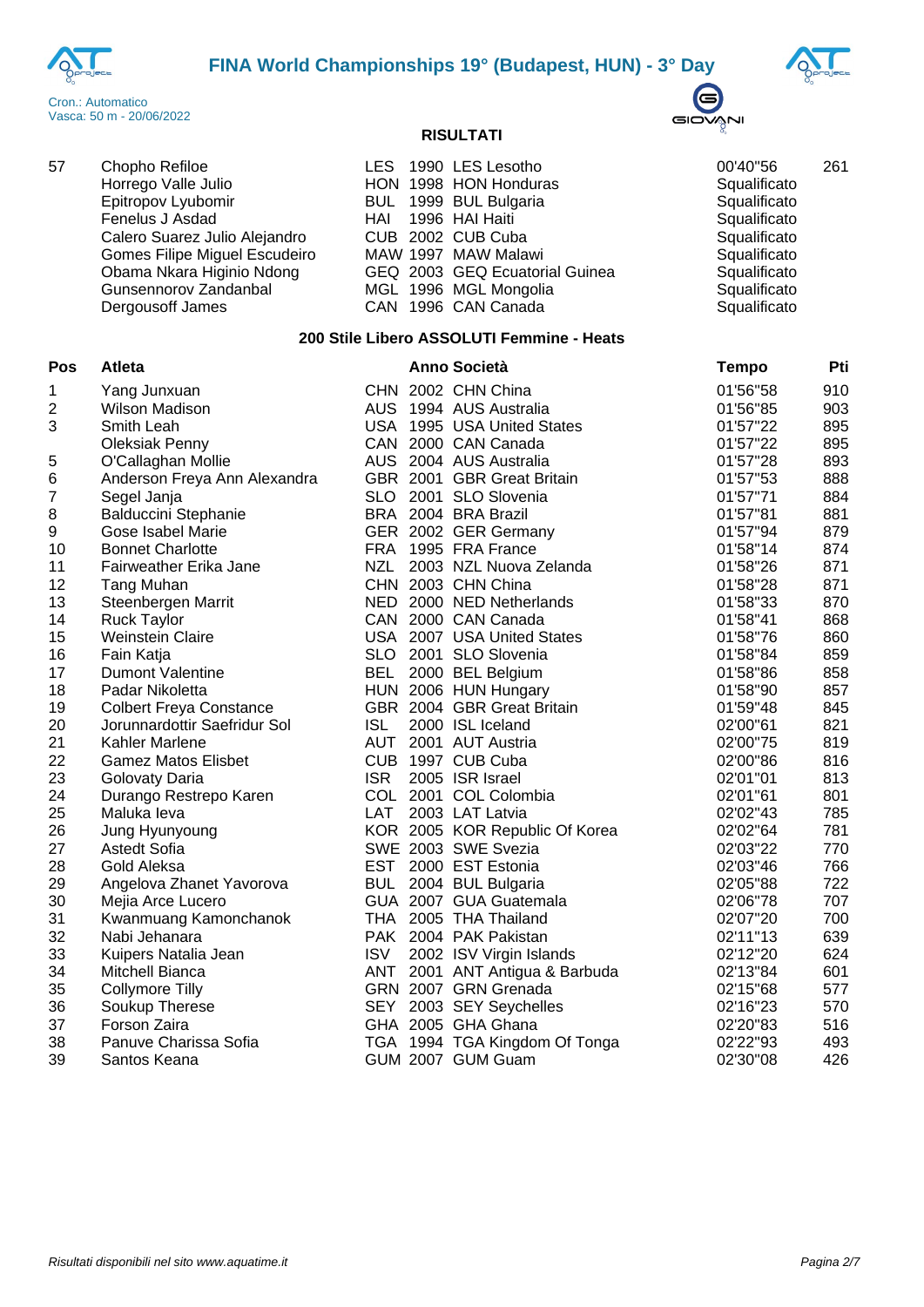**RISULTATI**

| | | | | | | |
|---|---|---|---|---|---|---|
| 57 | Chopho Refiloe | LES | 1990 | LES Lesotho | 00'40"56 | 261 |
| | Horrego Valle Julio | HON | 1998 | HON Honduras | Squalificato | |
| | Epitropov Lyubomir | BUL | 1999 | BUL Bulgaria | Squalificato | |
| | Fenelus J Asdad | HAI | 1996 | HAI Haiti | Squalificato | |
| | Calero Suarez Julio Alejandro | CUB | 2002 | CUB Cuba | Squalificato | |
| | Gomes Filipe Miguel Escudeiro | MAW | 1997 | MAW Malawi | Squalificato | |
| | Obama Nkara Higinio Ndong | GEQ | 2003 | GEQ Ecuatorial Guinea | Squalificato | |
| | Gunsennorov Zandanbal | MGL | 1996 | MGL Mongolia | Squalificato | |
| | Dergousoff James | CAN | 1996 | CAN Canada | Squalificato | |

### 200 Stile Libero ASSOLUTI Femmine - Heats

| Pos | Atleta | | Anno | Società | Tempo | Pti |
|---|---|---|---|---|---|---|
| 1 | Yang Junxuan | CHN | 2002 | CHN China | 01'56"58 | 910 |
| 2 | Wilson Madison | AUS | 1994 | AUS Australia | 01'56"85 | 903 |
| 3 | Smith Leah | USA | 1995 | USA United States | 01'57"22 | 895 |
| | Oleksiak Penny | CAN | 2000 | CAN Canada | 01'57"22 | 895 |
| 5 | O'Callaghan Mollie | AUS | 2004 | AUS Australia | 01'57"28 | 893 |
| 6 | Anderson Freya Ann Alexandra | GBR | 2001 | GBR Great Britain | 01'57"53 | 888 |
| 7 | Segel Janja | SLO | 2001 | SLO Slovenia | 01'57"71 | 884 |
| 8 | Balduccini Stephanie | BRA | 2004 | BRA Brazil | 01'57"81 | 881 |
| 9 | Gose Isabel Marie | GER | 2002 | GER Germany | 01'57"94 | 879 |
| 10 | Bonnet Charlotte | FRA | 1995 | FRA France | 01'58"14 | 874 |
| 11 | Fairweather Erika Jane | NZL | 2003 | NZL Nuova Zelanda | 01'58"26 | 871 |
| 12 | Tang Muhan | CHN | 2003 | CHN China | 01'58"28 | 871 |
| 13 | Steenbergen Marrit | NED | 2000 | NED Netherlands | 01'58"33 | 870 |
| 14 | Ruck Taylor | CAN | 2000 | CAN Canada | 01'58"41 | 868 |
| 15 | Weinstein Claire | USA | 2007 | USA United States | 01'58"76 | 860 |
| 16 | Fain Katja | SLO | 2001 | SLO Slovenia | 01'58"84 | 859 |
| 17 | Dumont Valentine | BEL | 2000 | BEL Belgium | 01'58"86 | 858 |
| 18 | Padar Nikoletta | HUN | 2006 | HUN Hungary | 01'58"90 | 857 |
| 19 | Colbert Freya Constance | GBR | 2004 | GBR Great Britain | 01'59"48 | 845 |
| 20 | Jorunnardottir Saefridur Sol | ISL | 2000 | ISL Iceland | 02'00"61 | 821 |
| 21 | Kahler Marlene | AUT | 2001 | AUT Austria | 02'00"75 | 819 |
| 22 | Gamez Matos Elisbet | CUB | 1997 | CUB Cuba | 02'00"86 | 816 |
| 23 | Golovaty Daria | ISR | 2005 | ISR Israel | 02'01"01 | 813 |
| 24 | Durango Restrepo Karen | COL | 2001 | COL Colombia | 02'01"61 | 801 |
| 25 | Maluka Ieva | LAT | 2003 | LAT Latvia | 02'02"43 | 785 |
| 26 | Jung Hyunyoung | KOR | 2005 | KOR Republic Of Korea | 02'02"64 | 781 |
| 27 | Astedt Sofia | SWE | 2003 | SWE Svezia | 02'03"22 | 770 |
| 28 | Gold Aleksa | EST | 2000 | EST Estonia | 02'03"46 | 766 |
| 29 | Angelova Zhanet Yavorova | BUL | 2004 | BUL Bulgaria | 02'05"88 | 722 |
| 30 | Mejia Arce Lucero | GUA | 2007 | GUA Guatemala | 02'06"78 | 707 |
| 31 | Kwanmuang Kamonchanok | THA | 2005 | THA Thailand | 02'07"20 | 700 |
| 32 | Nabi Jehanara | PAK | 2004 | PAK Pakistan | 02'11"13 | 639 |
| 33 | Kuipers Natalia Jean | ISV | 2002 | ISV Virgin Islands | 02'12"20 | 624 |
| 34 | Mitchell Bianca | ANT | 2001 | ANT Antigua & Barbuda | 02'13"84 | 601 |
| 35 | Collymore Tilly | GRN | 2007 | GRN Grenada | 02'15"68 | 577 |
| 36 | Soukup Therese | SEY | 2003 | SEY Seychelles | 02'16"23 | 570 |
| 37 | Forson Zaira | GHA | 2005 | GHA Ghana | 02'20"83 | 516 |
| 38 | Panuve Charissa Sofia | TGA | 1994 | TGA Kingdom Of Tonga | 02'22"93 | 493 |
| 39 | Santos Keana | GUM | 2007 | GUM Guam | 02'30"08 | 426 |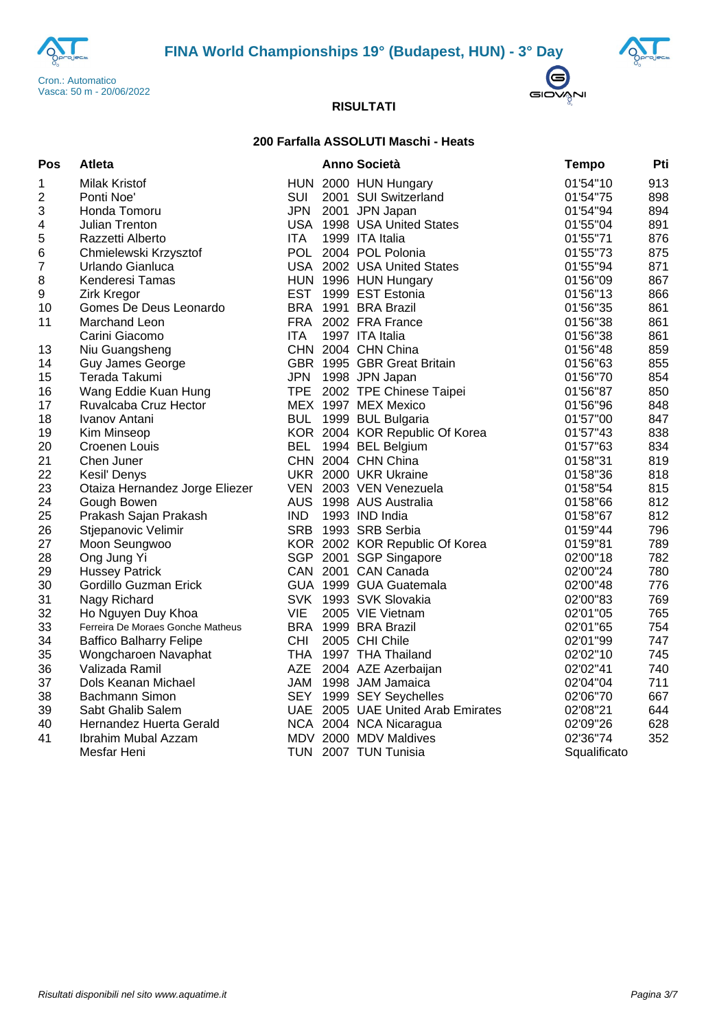# FINA World Championships 19° (Budapest, HUN) - 3° Day

Cron.: Automatico
Vasca: 50 m - 20/06/2022

**RISULTATI**

### 200 Farfalla ASSOLUTI Maschi - Heats

| Pos | Atleta | | Anno | Società | Tempo | Pti |
|---|---|---|---|---|---|---|
| 1 | Milak Kristof | HUN | 2000 | HUN Hungary | 01'54"10 | 913 |
| 2 | Ponti Noe' | SUI | 2001 | SUI Switzerland | 01'54"75 | 898 |
| 3 | Honda Tomoru | JPN | 2001 | JPN Japan | 01'54"94 | 894 |
| 4 | Julian Trenton | USA | 1998 | USA United States | 01'55"04 | 891 |
| 5 | Razzetti Alberto | ITA | 1999 | ITA Italia | 01'55"71 | 876 |
| 6 | Chmielewski Krzysztof | POL | 2004 | POL Polonia | 01'55"73 | 875 |
| 7 | Urlando Gianluca | USA | 2002 | USA United States | 01'55"94 | 871 |
| 8 | Kenderesi Tamas | HUN | 1996 | HUN Hungary | 01'56"09 | 867 |
| 9 | Zirk Kregor | EST | 1999 | EST Estonia | 01'56"13 | 866 |
| 10 | Gomes De Deus Leonardo | BRA | 1991 | BRA Brazil | 01'56"35 | 861 |
| 11 | Marchand Leon | FRA | 2002 | FRA France | 01'56"38 | 861 |
| | Carini Giacomo | ITA | 1997 | ITA Italia | 01'56"38 | 861 |
| 13 | Niu Guangsheng | CHN | 2004 | CHN China | 01'56"48 | 859 |
| 14 | Guy James George | GBR | 1995 | GBR Great Britain | 01'56"63 | 855 |
| 15 | Terada Takumi | JPN | 1998 | JPN Japan | 01'56"70 | 854 |
| 16 | Wang Eddie Kuan Hung | TPE | 2002 | TPE Chinese Taipei | 01'56"87 | 850 |
| 17 | Ruvalcaba Cruz Hector | MEX | 1997 | MEX Mexico | 01'56"96 | 848 |
| 18 | Ivanov Antani | BUL | 1999 | BUL Bulgaria | 01'57"00 | 847 |
| 19 | Kim Minseop | KOR | 2004 | KOR Republic Of Korea | 01'57"43 | 838 |
| 20 | Croenen Louis | BEL | 1994 | BEL Belgium | 01'57"63 | 834 |
| 21 | Chen Juner | CHN | 2004 | CHN China | 01'58"31 | 819 |
| 22 | Kesil' Denys | UKR | 2000 | UKR Ukraine | 01'58"36 | 818 |
| 23 | Otaiza Hernandez Jorge Eliezer | VEN | 2003 | VEN Venezuela | 01'58"54 | 815 |
| 24 | Gough Bowen | AUS | 1998 | AUS Australia | 01'58"66 | 812 |
| 25 | Prakash Sajan Prakash | IND | 1993 | IND India | 01'58"67 | 812 |
| 26 | Stjepanovic Velimir | SRB | 1993 | SRB Serbia | 01'59"44 | 796 |
| 27 | Moon Seungwoo | KOR | 2002 | KOR Republic Of Korea | 01'59"81 | 789 |
| 28 | Ong Jung Yi | SGP | 2001 | SGP Singapore | 02'00"18 | 782 |
| 29 | Hussey Patrick | CAN | 2001 | CAN Canada | 02'00"24 | 780 |
| 30 | Gordillo Guzman Erick | GUA | 1999 | GUA Guatemala | 02'00"48 | 776 |
| 31 | Nagy Richard | SVK | 1993 | SVK Slovakia | 02'00"83 | 769 |
| 32 | Ho Nguyen Duy Khoa | VIE | 2005 | VIE Vietnam | 02'01"05 | 765 |
| 33 | Ferreira De Moraes Gonche Matheus | BRA | 1999 | BRA Brazil | 02'01"65 | 754 |
| 34 | Baffico Balharry Felipe | CHI | 2005 | CHI Chile | 02'01"99 | 747 |
| 35 | Wongcharoen Navaphat | THA | 1997 | THA Thailand | 02'02"10 | 745 |
| 36 | Valizada Ramil | AZE | 2004 | AZE Azerbaijan | 02'02"41 | 740 |
| 37 | Dols Keanan Michael | JAM | 1998 | JAM Jamaica | 02'04"04 | 711 |
| 38 | Bachmann Simon | SEY | 1999 | SEY Seychelles | 02'06"70 | 667 |
| 39 | Sabt Ghalib Salem | UAE | 2005 | UAE United Arab Emirates | 02'08"21 | 644 |
| 40 | Hernandez Huerta Gerald | NCA | 2004 | NCA Nicaragua | 02'09"26 | 628 |
| 41 | Ibrahim Mubal Azzam | MDV | 2000 | MDV Maldives | 02'36"74 | 352 |
| | Mesfar Heni | TUN | 2007 | TUN Tunisia | Squalificato | |

*Risultati disponibili nel sito www.aquatime.it*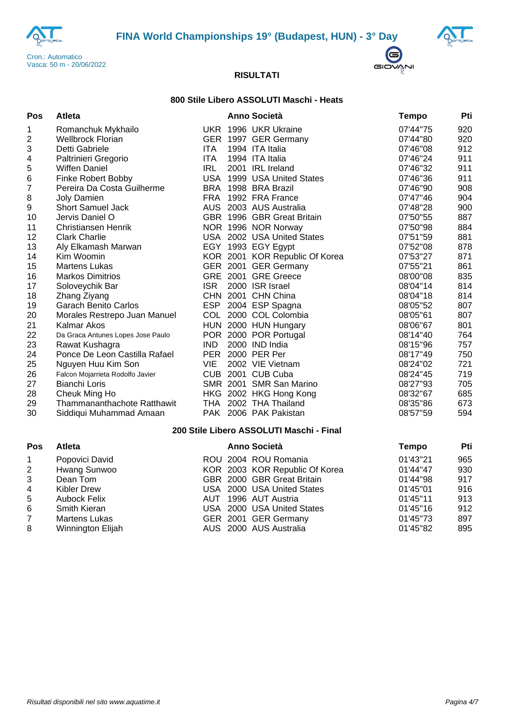# FINA World Championships 19° (Budapest, HUN) - 3° Day

Cron.: Automatico
Vasca: 50 m - 20/06/2022

**RISULTATI**

### 800 Stile Libero ASSOLUTI Maschi - Heats

| Pos | Atleta | | Anno | Società | Tempo | Pti |
|---|---|---|---|---|---|---|
| 1 | Romanchuk Mykhailo | UKR | 1996 | UKR Ukraine | 07'44"75 | 920 |
| 2 | Wellbrock Florian | GER | 1997 | GER Germany | 07'44"80 | 920 |
| 3 | Detti Gabriele | ITA | 1994 | ITA Italia | 07'46"08 | 912 |
| 4 | Paltrinieri Gregorio | ITA | 1994 | ITA Italia | 07'46"24 | 911 |
| 5 | Wiffen Daniel | IRL | 2001 | IRL Ireland | 07'46"32 | 911 |
| 6 | Finke Robert Bobby | USA | 1999 | USA United States | 07'46"36 | 911 |
| 7 | Pereira Da Costa Guilherme | BRA | 1998 | BRA Brazil | 07'46"90 | 908 |
| 8 | Joly Damien | FRA | 1992 | FRA France | 07'47"46 | 904 |
| 9 | Short Samuel Jack | AUS | 2003 | AUS Australia | 07'48"28 | 900 |
| 10 | Jervis Daniel O | GBR | 1996 | GBR Great Britain | 07'50"55 | 887 |
| 11 | Christiansen Henrik | NOR | 1996 | NOR Norway | 07'50"98 | 884 |
| 12 | Clark Charlie | USA | 2002 | USA United States | 07'51"59 | 881 |
| 13 | Aly Elkamash Marwan | EGY | 1993 | EGY Egypt | 07'52"08 | 878 |
| 14 | Kim Woomin | KOR | 2001 | KOR Republic Of Korea | 07'53"27 | 871 |
| 15 | Martens Lukas | GER | 2001 | GER Germany | 07'55"21 | 861 |
| 16 | Markos Dimitrios | GRE | 2001 | GRE Greece | 08'00"08 | 835 |
| 17 | Soloveychik Bar | ISR | 2000 | ISR Israel | 08'04"14 | 814 |
| 18 | Zhang Ziyang | CHN | 2001 | CHN China | 08'04"18 | 814 |
| 19 | Garach Benito Carlos | ESP | 2004 | ESP Spagna | 08'05"52 | 807 |
| 20 | Morales Restrepo Juan Manuel | COL | 2000 | COL Colombia | 08'05"61 | 807 |
| 21 | Kalmar Akos | HUN | 2000 | HUN Hungary | 08'06"67 | 801 |
| 22 | Da Graca Antunes Lopes Jose Paulo | POR | 2000 | POR Portugal | 08'14"40 | 764 |
| 23 | Rawat Kushagra | IND | 2000 | IND India | 08'15"96 | 757 |
| 24 | Ponce De Leon Castilla Rafael | PER | 2000 | PER Per | 08'17"49 | 750 |
| 25 | Nguyen Huu Kim Son | VIE | 2002 | VIE Vietnam | 08'24"02 | 721 |
| 26 | Falcon Mojarrieta Rodolfo Javier | CUB | 2001 | CUB Cuba | 08'24"45 | 719 |
| 27 | Bianchi Loris | SMR | 2001 | SMR San Marino | 08'27"93 | 705 |
| 28 | Cheuk Ming Ho | HKG | 2002 | HKG Hong Kong | 08'32"67 | 685 |
| 29 | Thammananthachote Ratthawit | THA | 2002 | THA Thailand | 08'35"86 | 673 |
| 30 | Siddiqui Muhammad Amaan | PAK | 2006 | PAK Pakistan | 08'57"59 | 594 |

### 200 Stile Libero ASSOLUTI Maschi - Final

| Pos | Atleta | | Anno | Società | Tempo | Pti |
|---|---|---|---|---|---|---|
| 1 | Popovici David | ROU | 2004 | ROU Romania | 01'43"21 | 965 |
| 2 | Hwang Sunwoo | KOR | 2003 | KOR Republic Of Korea | 01'44"47 | 930 |
| 3 | Dean Tom | GBR | 2000 | GBR Great Britain | 01'44"98 | 917 |
| 4 | Kibler Drew | USA | 2000 | USA United States | 01'45"01 | 916 |
| 5 | Aubock Felix | AUT | 1996 | AUT Austria | 01'45"11 | 913 |
| 6 | Smith Kieran | USA | 2000 | USA United States | 01'45"16 | 912 |
| 7 | Martens Lukas | GER | 2001 | GER Germany | 01'45"73 | 897 |
| 8 | Winnington Elijah | AUS | 2000 | AUS Australia | 01'45"82 | 895 |

*Risultati disponibili nel sito www.aquatime.it*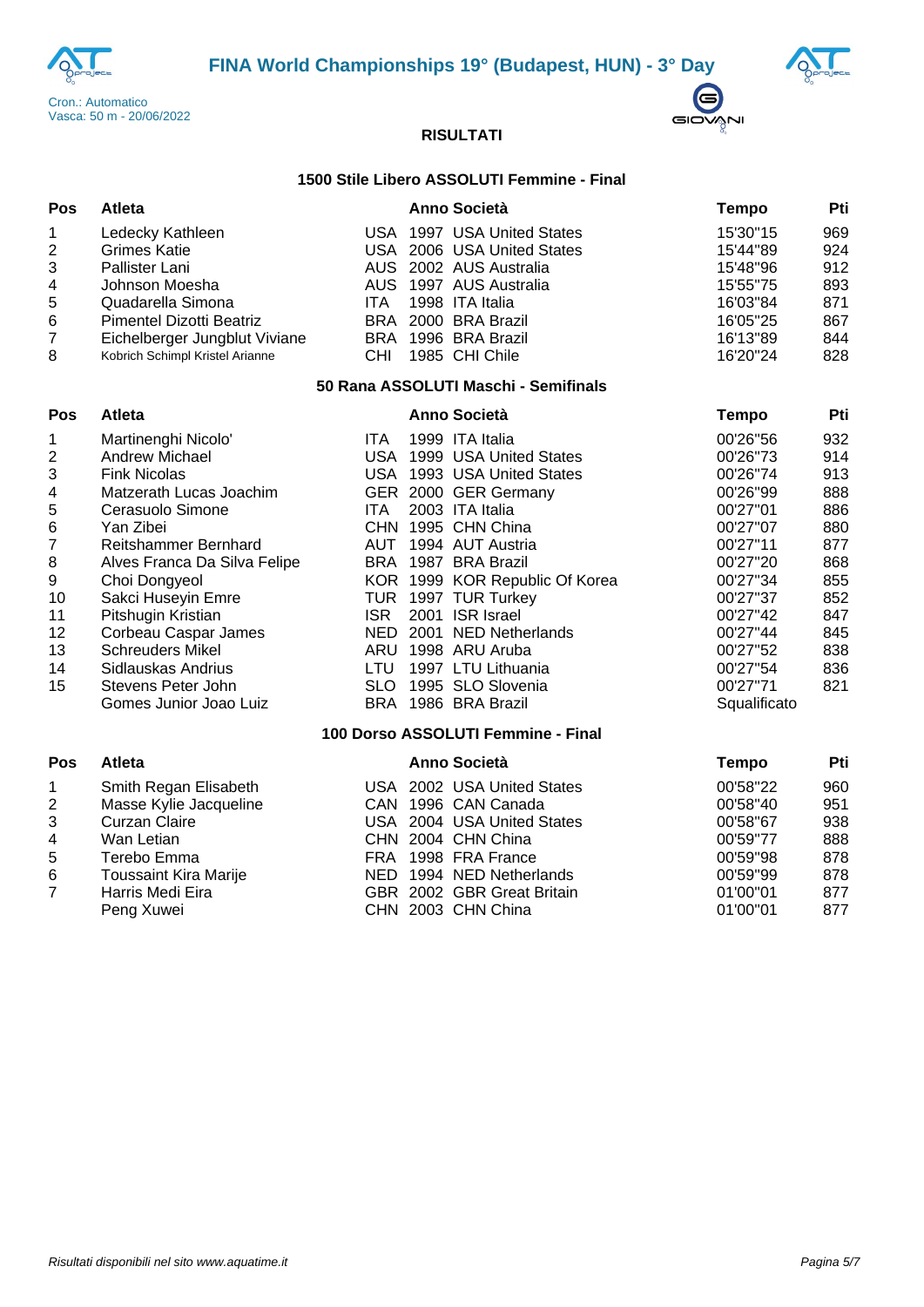# FINA World Championships 19° (Budapest, HUN) - 3° Day

Cron.: Automatico
Vasca: 50 m - 20/06/2022

## RISULTATI

### 1500 Stile Libero ASSOLUTI Femmine - Final

| Pos | Atleta | | Anno | Società | Tempo | Pti |
|---|---|---|---|---|---|---|
| 1 | Ledecky Kathleen | USA | 1997 | USA United States | 15'30"15 | 969 |
| 2 | Grimes Katie | USA | 2006 | USA United States | 15'44"89 | 924 |
| 3 | Pallister Lani | AUS | 2002 | AUS Australia | 15'48"96 | 912 |
| 4 | Johnson Moesha | AUS | 1997 | AUS Australia | 15'55"75 | 893 |
| 5 | Quadarella Simona | ITA | 1998 | ITA Italia | 16'03"84 | 871 |
| 6 | Pimentel Dizotti Beatriz | BRA | 2000 | BRA Brazil | 16'05"25 | 867 |
| 7 | Eichelberger Jungblut Viviane | BRA | 1996 | BRA Brazil | 16'13"89 | 844 |
| 8 | Kobrich Schimpl Kristel Arianne | CHI | 1985 | CHI Chile | 16'20"24 | 828 |

### 50 Rana ASSOLUTI Maschi - Semifinals

| Pos | Atleta | | Anno | Società | Tempo | Pti |
|---|---|---|---|---|---|---|
| 1 | Martinenghi Nicolo' | ITA | 1999 | ITA Italia | 00'26"56 | 932 |
| 2 | Andrew Michael | USA | 1999 | USA United States | 00'26"73 | 914 |
| 3 | Fink Nicolas | USA | 1993 | USA United States | 00'26"74 | 913 |
| 4 | Matzerath Lucas Joachim | GER | 2000 | GER Germany | 00'26"99 | 888 |
| 5 | Cerasuolo Simone | ITA | 2003 | ITA Italia | 00'27"01 | 886 |
| 6 | Yan Zibei | CHN | 1995 | CHN China | 00'27"07 | 880 |
| 7 | Reitshammer Bernhard | AUT | 1994 | AUT Austria | 00'27"11 | 877 |
| 8 | Alves Franca Da Silva Felipe | BRA | 1987 | BRA Brazil | 00'27"20 | 868 |
| 9 | Choi Dongyeol | KOR | 1999 | KOR Republic Of Korea | 00'27"34 | 855 |
| 10 | Sakci Huseyin Emre | TUR | 1997 | TUR Turkey | 00'27"37 | 852 |
| 11 | Pitshugin Kristian | ISR | 2001 | ISR Israel | 00'27"42 | 847 |
| 12 | Corbeau Caspar James | NED | 2001 | NED Netherlands | 00'27"44 | 845 |
| 13 | Schreuders Mikel | ARU | 1998 | ARU Aruba | 00'27"52 | 838 |
| 14 | Sidlauskas Andrius | LTU | 1997 | LTU Lithuania | 00'27"54 | 836 |
| 15 | Stevens Peter John | SLO | 1995 | SLO Slovenia | 00'27"71 | 821 |
| | Gomes Junior Joao Luiz | BRA | 1986 | BRA Brazil | Squalificato | |

### 100 Dorso ASSOLUTI Femmine - Final

| Pos | Atleta | | Anno | Società | Tempo | Pti |
|---|---|---|---|---|---|---|
| 1 | Smith Regan Elisabeth | USA | 2002 | USA United States | 00'58"22 | 960 |
| 2 | Masse Kylie Jacqueline | CAN | 1996 | CAN Canada | 00'58"40 | 951 |
| 3 | Curzan Claire | USA | 2004 | USA United States | 00'58"67 | 938 |
| 4 | Wan Letian | CHN | 2004 | CHN China | 00'59"77 | 888 |
| 5 | Terebo Emma | FRA | 1998 | FRA France | 00'59"98 | 878 |
| 6 | Toussaint Kira Marije | NED | 1994 | NED Netherlands | 00'59"99 | 878 |
| 7 | Harris Medi Eira | GBR | 2002 | GBR Great Britain | 01'00"01 | 877 |
| | Peng Xuwei | CHN | 2003 | CHN China | 01'00"01 | 877 |

*Risultati disponibili nel sito www.aquatime.it*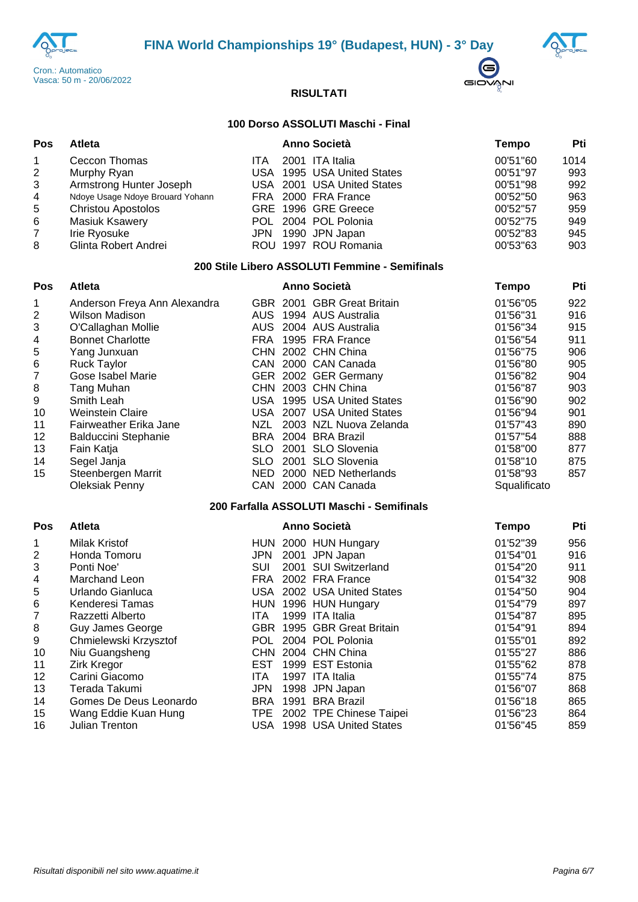# FINA World Championships 19° (Budapest, HUN) - 3° Day

Cron.: Automatico
Vasca: 50 m - 20/06/2022

**RISULTATI**

### 100 Dorso ASSOLUTI Maschi - Final

| Pos | Atleta | | Anno | Società | Tempo | Pti |
|---|---|---|---|---|---|---|
| 1 | Ceccon Thomas | ITA | 2001 | ITA Italia | 00'51"60 | 1014 |
| 2 | Murphy Ryan | USA | 1995 | USA United States | 00'51"97 | 993 |
| 3 | Armstrong Hunter Joseph | USA | 2001 | USA United States | 00'51"98 | 992 |
| 4 | Ndoye Usage Ndoye Brouard Yohann | FRA | 2000 | FRA France | 00'52"50 | 963 |
| 5 | Christou Apostolos | GRE | 1996 | GRE Greece | 00'52"57 | 959 |
| 6 | Masiuk Ksawery | POL | 2004 | POL Polonia | 00'52"75 | 949 |
| 7 | Irie Ryosuke | JPN | 1990 | JPN Japan | 00'52"83 | 945 |
| 8 | Glinta Robert Andrei | ROU | 1997 | ROU Romania | 00'53"63 | 903 |

### 200 Stile Libero ASSOLUTI Femmine - Semifinals

| Pos | Atleta | | Anno | Società | Tempo | Pti |
|---|---|---|---|---|---|---|
| 1 | Anderson Freya Ann Alexandra | GBR | 2001 | GBR Great Britain | 01'56"05 | 922 |
| 2 | Wilson Madison | AUS | 1994 | AUS Australia | 01'56"31 | 916 |
| 3 | O'Callaghan Mollie | AUS | 2004 | AUS Australia | 01'56"34 | 915 |
| 4 | Bonnet Charlotte | FRA | 1995 | FRA France | 01'56"54 | 911 |
| 5 | Yang Junxuan | CHN | 2002 | CHN China | 01'56"75 | 906 |
| 6 | Ruck Taylor | CAN | 2000 | CAN Canada | 01'56"80 | 905 |
| 7 | Gose Isabel Marie | GER | 2002 | GER Germany | 01'56"82 | 904 |
| 8 | Tang Muhan | CHN | 2003 | CHN China | 01'56"87 | 903 |
| 9 | Smith Leah | USA | 1995 | USA United States | 01'56"90 | 902 |
| 10 | Weinstein Claire | USA | 2007 | USA United States | 01'56"94 | 901 |
| 11 | Fairweather Erika Jane | NZL | 2003 | NZL Nuova Zelanda | 01'57"43 | 890 |
| 12 | Balduccini Stephanie | BRA | 2004 | BRA Brazil | 01'57"54 | 888 |
| 13 | Fain Katja | SLO | 2001 | SLO Slovenia | 01'58"00 | 877 |
| 14 | Segel Janja | SLO | 2001 | SLO Slovenia | 01'58"10 | 875 |
| 15 | Steenbergen Marrit | NED | 2000 | NED Netherlands | 01'58"93 | 857 |
| | Oleksiak Penny | CAN | 2000 | CAN Canada | Squalificato | |

### 200 Farfalla ASSOLUTI Maschi - Semifinals

| Pos | Atleta | | Anno | Società | Tempo | Pti |
|---|---|---|---|---|---|---|
| 1 | Milak Kristof | HUN | 2000 | HUN Hungary | 01'52"39 | 956 |
| 2 | Honda Tomoru | JPN | 2001 | JPN Japan | 01'54"01 | 916 |
| 3 | Ponti Noe' | SUI | 2001 | SUI Switzerland | 01'54"20 | 911 |
| 4 | Marchand Leon | FRA | 2002 | FRA France | 01'54"32 | 908 |
| 5 | Urlando Gianluca | USA | 2002 | USA United States | 01'54"50 | 904 |
| 6 | Kenderesi Tamas | HUN | 1996 | HUN Hungary | 01'54"79 | 897 |
| 7 | Razzetti Alberto | ITA | 1999 | ITA Italia | 01'54"87 | 895 |
| 8 | Guy James George | GBR | 1995 | GBR Great Britain | 01'54"91 | 894 |
| 9 | Chmielewski Krzysztof | POL | 2004 | POL Polonia | 01'55"01 | 892 |
| 10 | Niu Guangsheng | CHN | 2004 | CHN China | 01'55"27 | 886 |
| 11 | Zirk Kregor | EST | 1999 | EST Estonia | 01'55"62 | 878 |
| 12 | Carini Giacomo | ITA | 1997 | ITA Italia | 01'55"74 | 875 |
| 13 | Terada Takumi | JPN | 1998 | JPN Japan | 01'56"07 | 868 |
| 14 | Gomes De Deus Leonardo | BRA | 1991 | BRA Brazil | 01'56"18 | 865 |
| 15 | Wang Eddie Kuan Hung | TPE | 2002 | TPE Chinese Taipei | 01'56"23 | 864 |
| 16 | Julian Trenton | USA | 1998 | USA United States | 01'56"45 | 859 |

*Risultati disponibili nel sito www.aquatime.it*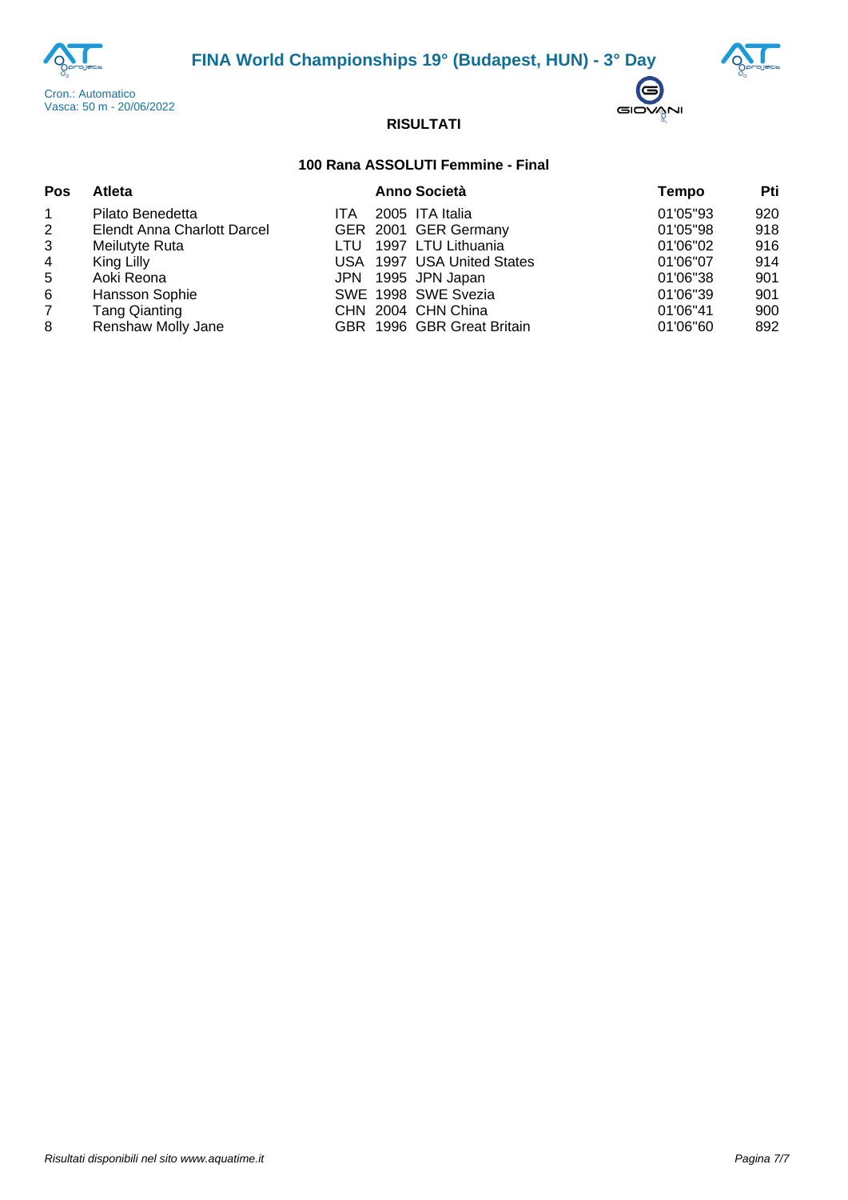# FINA World Championships 19° (Budapest, HUN) - 3° Day

Cron.: Automatico
Vasca: 50 m - 20/06/2022

## RISULTATI

### 100 Rana ASSOLUTI Femmine - Final

| Pos | Atleta | | Anno | Società | Tempo | Pti |
|---|---|---|---|---|---|---|
| 1 | Pilato Benedetta | ITA | 2005 | ITA Italia | 01'05"93 | 920 |
| 2 | Elendt Anna Charlott Darcel | GER | 2001 | GER Germany | 01'05"98 | 918 |
| 3 | Meilutyte Ruta | LTU | 1997 | LTU Lithuania | 01'06"02 | 916 |
| 4 | King Lilly | USA | 1997 | USA United States | 01'06"07 | 914 |
| 5 | Aoki Reona | JPN | 1995 | JPN Japan | 01'06"38 | 901 |
| 6 | Hansson Sophie | SWE | 1998 | SWE Svezia | 01'06"39 | 901 |
| 7 | Tang Qianting | CHN | 2004 | CHN China | 01'06"41 | 900 |
| 8 | Renshaw Molly Jane | GBR | 1996 | GBR Great Britain | 01'06"60 | 892 |

*Risultati disponibili nel sito www.aquatime.it*